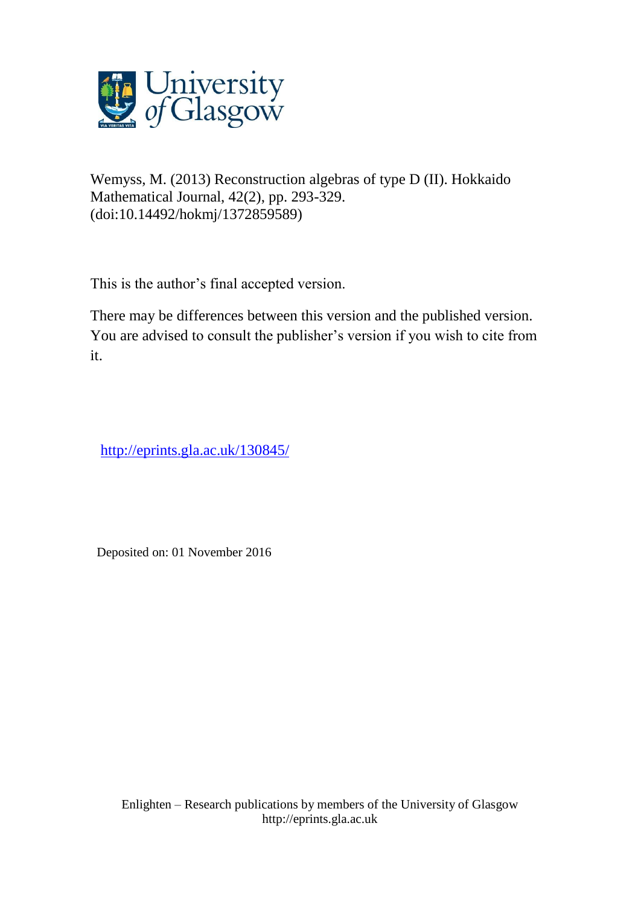University of Glasgow

Wemyss, M. (2013) Reconstruction algebras of type D (II). Hokkaido Mathematical Journal, 42(2), pp. 293-329. (doi:10.14492/hokmj/1372859589)

This is the author's final accepted version.

There may be differences between this version and the published version. You are advised to consult the publisher's version if you wish to cite from it.

http://eprints.gla.ac.uk/130845/

Deposited on: 01 November 2016

Enlighten – Research publications by members of the University of Glasgow
http://eprints.gla.ac.uk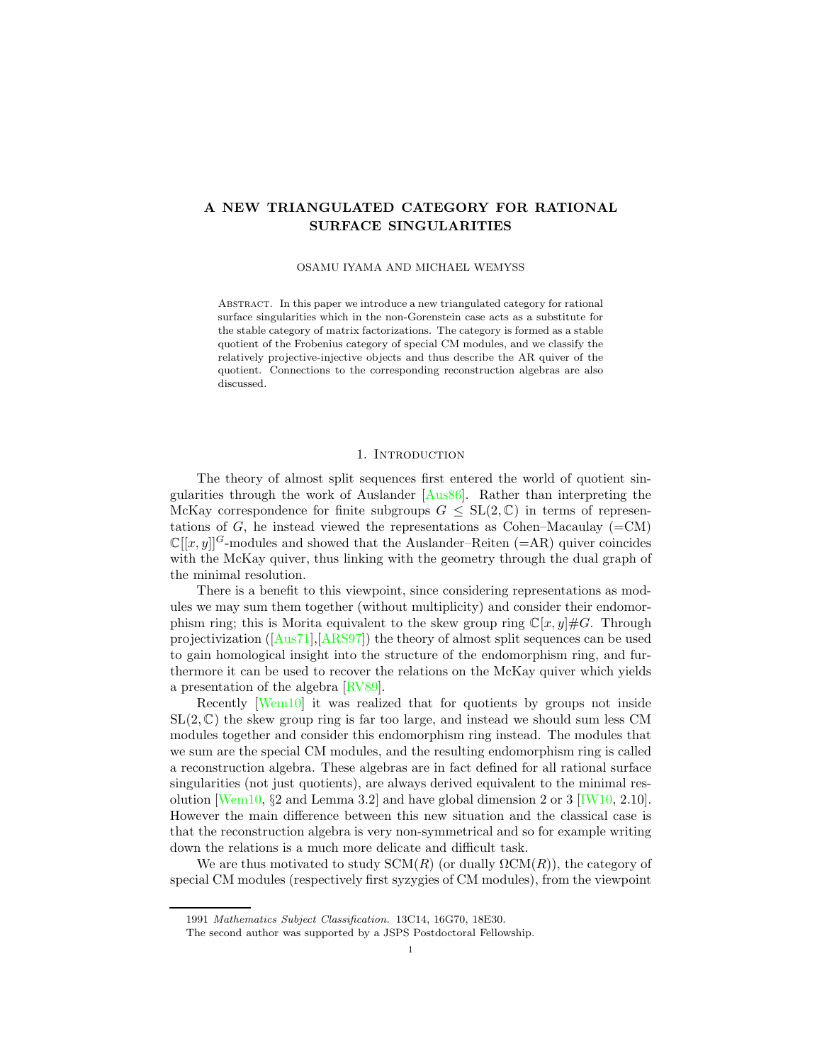# A NEW TRIANGULATED CATEGORY FOR RATIONAL SURFACE SINGULARITIES

OSAMU IYAMA AND MICHAEL WEMYSS

Abstract. In this paper we introduce a new triangulated category for rational surface singularities which in the non-Gorenstein case acts as a substitute for the stable category of matrix factorizations. The category is formed as a stable quotient of the Frobenius category of special CM modules, and we classify the relatively projective-injective objects and thus describe the AR quiver of the quotient. Connections to the corresponding reconstruction algebras are also discussed.

## 1. Introduction

The theory of almost split sequences first entered the world of quotient singularities through the work of Auslander [Aus86]. Rather than interpreting the McKay correspondence for finite subgroups $G \leq \mathrm{SL}(2,\mathbb{C})$ in terms of representations of $G$, he instead viewed the representations as Cohen–Macaulay (=CM) $\mathbb{C}[[x,y]]^G$-modules and showed that the Auslander–Reiten (=AR) quiver coincides with the McKay quiver, thus linking with the geometry through the dual graph of the minimal resolution.

There is a benefit to this viewpoint, since considering representations as modules we may sum them together (without multiplicity) and consider their endomorphism ring; this is Morita equivalent to the skew group ring $\mathbb{C}[x,y]\#G$. Through projectivization ([Aus71],[ARS97]) the theory of almost split sequences can be used to gain homological insight into the structure of the endomorphism ring, and furthermore it can be used to recover the relations on the McKay quiver which yields a presentation of the algebra [RV89].

Recently [Wem10] it was realized that for quotients by groups not inside $\mathrm{SL}(2,\mathbb{C})$ the skew group ring is far too large, and instead we should sum less CM modules together and consider this endomorphism ring instead. The modules that we sum are the special CM modules, and the resulting endomorphism ring is called a reconstruction algebra. These algebras are in fact defined for all rational surface singularities (not just quotients), are always derived equivalent to the minimal resolution [Wem10, §2 and Lemma 3.2] and have global dimension 2 or 3 [IW10, 2.10]. However the main difference between this new situation and the classical case is that the reconstruction algebra is very non-symmetrical and so for example writing down the relations is a much more delicate and difficult task.

We are thus motivated to study $\mathrm{SCM}(R)$ (or dually $\Omega\mathrm{CM}(R)$), the category of special CM modules (respectively first syzygies of CM modules), from the viewpoint

1991 *Mathematics Subject Classification.* 13C14, 16G70, 18E30.

The second author was supported by a JSPS Postdoctoral Fellowship.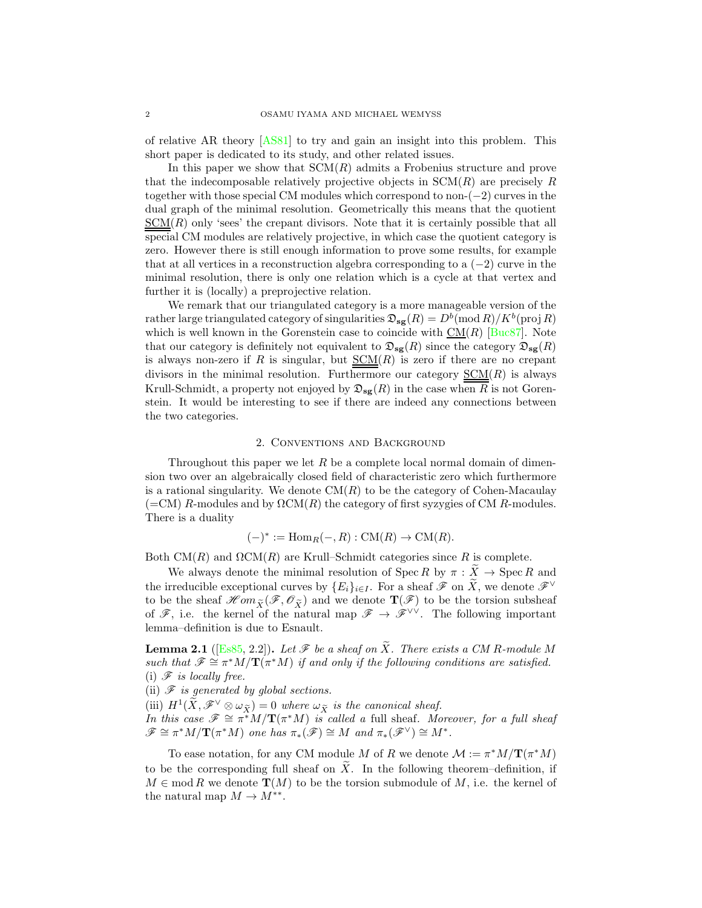of relative AR theory [AS81] to try and gain an insight into this problem. This short paper is dedicated to its study, and other related issues.

In this paper we show that $\mathrm{SCM}(R)$ admits a Frobenius structure and prove that the indecomposable relatively projective objects in $\mathrm{SCM}(R)$ are precisely $R$ together with those special CM modules which correspond to non-$(-2)$ curves in the dual graph of the minimal resolution. Geometrically this means that the quotient $\underline{\underline{\mathrm{SCM}}}(R)$ only 'sees' the crepant divisors. Note that it is certainly possible that all special CM modules are relatively projective, in which case the quotient category is zero. However there is still enough information to prove some results, for example that at all vertices in a reconstruction algebra corresponding to a $(-2)$ curve in the minimal resolution, there is only one relation which is a cycle at that vertex and further it is (locally) a preprojective relation.

We remark that our triangulated category is a more manageable version of the rather large triangulated category of singularities $\mathfrak{D}_{\mathbf{sg}}(R) = D^b(\mathrm{mod}\, R)/K^b(\mathrm{proj}\, R)$ which is well known in the Gorenstein case to coincide with $\underline{\mathrm{CM}}(R)$ [Buc87]. Note that our category is definitely not equivalent to $\mathfrak{D}_{\mathbf{sg}}(R)$ since the category $\mathfrak{D}_{\mathbf{sg}}(R)$ is always non-zero if $R$ is singular, but $\underline{\underline{\mathrm{SCM}}}(R)$ is zero if there are no crepant divisors in the minimal resolution. Furthermore our category $\underline{\underline{\mathrm{SCM}}}(R)$ is always Krull-Schmidt, a property not enjoyed by $\mathfrak{D}_{\mathbf{sg}}(R)$ in the case when $R$ is not Gorenstein. It would be interesting to see if there are indeed any connections between the two categories.

## 2. Conventions and Background

Throughout this paper we let $R$ be a complete local normal domain of dimension two over an algebraically closed field of characteristic zero which furthermore is a rational singularity. We denote $\mathrm{CM}(R)$ to be the category of Cohen-Macaulay (=CM) $R$-modules and by $\Omega\mathrm{CM}(R)$ the category of first syzygies of CM $R$-modules. There is a duality

$$(-)^* := \mathrm{Hom}_R(-, R) : \mathrm{CM}(R) \to \mathrm{CM}(R).$$

Both $\mathrm{CM}(R)$ and $\Omega\mathrm{CM}(R)$ are Krull–Schmidt categories since $R$ is complete.

We always denote the minimal resolution of $\mathrm{Spec}\, R$ by $\pi : \widetilde{X} \to \mathrm{Spec}\, R$ and the irreducible exceptional curves by $\{E_i\}_{i\in I}$. For a sheaf $\mathscr{F}$ on $\widetilde{X}$, we denote $\mathscr{F}^\vee$ to be the sheaf $\mathscr{H}om_{\widetilde{X}}(\mathscr{F}, \mathscr{O}_{\widetilde{X}})$ and we denote $\mathbf{T}(\mathscr{F})$ to be the torsion subsheaf of $\mathscr{F}$, i.e. the kernel of the natural map $\mathscr{F} \to \mathscr{F}^{\vee\vee}$. The following important lemma–definition is due to Esnault.

**Lemma 2.1** ([Es85, 2.2]). *Let $\mathscr{F}$ be a sheaf on $\widetilde{X}$. There exists a CM $R$-module $M$ such that $\mathscr{F} \cong \pi^*M/\mathbf{T}(\pi^*M)$ if and only if the following conditions are satisfied.*
(i) *$\mathscr{F}$ is locally free.*
(ii) *$\mathscr{F}$ is generated by global sections.*
(iii) *$H^1(\widetilde{X}, \mathscr{F}^\vee \otimes \omega_{\widetilde{X}}) = 0$ where $\omega_{\widetilde{X}}$ is the canonical sheaf.*
*In this case $\mathscr{F} \cong \pi^*M/\mathbf{T}(\pi^*M)$ is called a* full sheaf. *Moreover, for a full sheaf $\mathscr{F} \cong \pi^*M/\mathbf{T}(\pi^*M)$ one has $\pi_*(\mathscr{F}) \cong M$ and $\pi_*(\mathscr{F}^\vee) \cong M^*$.*

To ease notation, for any CM module $M$ of $R$ we denote $\mathcal{M} := \pi^*M/\mathbf{T}(\pi^*M)$ to be the corresponding full sheaf on $\widetilde{X}$. In the following theorem–definition, if $M \in \mathrm{mod}\, R$ we denote $\mathbf{T}(M)$ to be the torsion submodule of $M$, i.e. the kernel of the natural map $M \to M^{**}$.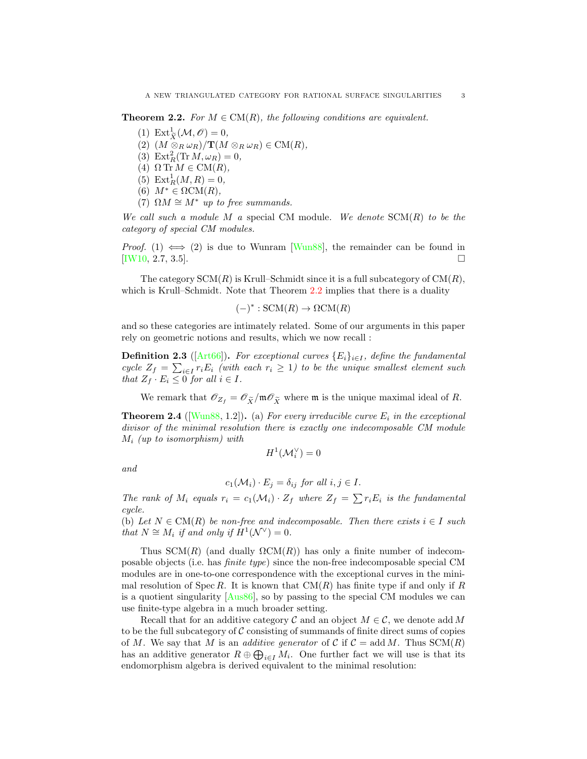**Theorem 2.2.** *For $M \in \mathrm{CM}(R)$, the following conditions are equivalent.*

1. $\mathrm{Ext}^1_{\widetilde{X}}(\mathcal{M}, \mathscr{O}) = 0$,
2. $(M \otimes_R \omega_R)/\mathbf{T}(M \otimes_R \omega_R) \in \mathrm{CM}(R)$,
3. $\mathrm{Ext}^2_R(\mathrm{Tr}\, M, \omega_R) = 0$,
4. $\Omega\, \mathrm{Tr}\, M \in \mathrm{CM}(R)$,
5. $\mathrm{Ext}^1_R(M, R) = 0$,
6. $M^* \in \Omega\mathrm{CM}(R)$,
7. $\Omega M \cong M^*$ *up to free summands.*

*We call such a module $M$ a* special CM module. *We denote $\mathrm{SCM}(R)$ to be the category of special CM modules.*

*Proof.* (1) $\iff$ (2) is due to Wunram [Wun88], the remainder can be found in [IW10, 2.7, 3.5]. $\square$

The category $\mathrm{SCM}(R)$ is Krull–Schmidt since it is a full subcategory of $\mathrm{CM}(R)$, which is Krull–Schmidt. Note that Theorem 2.2 implies that there is a duality

$$(-)^* : \mathrm{SCM}(R) \to \Omega\mathrm{CM}(R)$$

and so these categories are intimately related. Some of our arguments in this paper rely on geometric notions and results, which we now recall :

**Definition 2.3** ([Art66]). *For exceptional curves $\{E_i\}_{i \in I}$, define the fundamental cycle $Z_f = \sum_{i \in I} r_i E_i$ (with each $r_i \geq 1$) to be the unique smallest element such that $Z_f \cdot E_i \leq 0$ for all $i \in I$.*

We remark that $\mathscr{O}_{Z_f} = \mathscr{O}_{\widetilde{X}}/\mathfrak{m}\mathscr{O}_{\widetilde{X}}$ where $\mathfrak{m}$ is the unique maximal ideal of $R$.

**Theorem 2.4** ([Wun88, 1.2]). (a) *For every irreducible curve $E_i$ in the exceptional divisor of the minimal resolution there is exactly one indecomposable CM module $M_i$ (up to isomorphism) with*

$$H^1(\mathcal{M}_i^\vee) = 0$$

*and*

$$c_1(\mathcal{M}_i) \cdot E_j = \delta_{ij} \text{ for all } i, j \in I.$$

*The rank of $M_i$ equals $r_i = c_1(\mathcal{M}_i) \cdot Z_f$ where $Z_f = \sum r_i E_i$ is the fundamental cycle.*
(b) *Let $N \in \mathrm{CM}(R)$ be non-free and indecomposable. Then there exists $i \in I$ such that $N \cong M_i$ if and only if $H^1(\mathcal{N}^\vee) = 0$.*

Thus $\mathrm{SCM}(R)$ (and dually $\Omega\mathrm{CM}(R)$) has only a finite number of indecomposable objects (i.e. has *finite type*) since the non-free indecomposable special CM modules are in one-to-one correspondence with the exceptional curves in the minimal resolution of $\operatorname{Spec} R$. It is known that $\mathrm{CM}(R)$ has finite type if and only if $R$ is a quotient singularity [Aus86], so by passing to the special CM modules we can use finite-type algebra in a much broader setting.

Recall that for an additive category $\mathcal{C}$ and an object $M \in \mathcal{C}$, we denote $\operatorname{add} M$ to be the full subcategory of $\mathcal{C}$ consisting of summands of finite direct sums of copies of $M$. We say that $M$ is an *additive generator* of $\mathcal{C}$ if $\mathcal{C} = \operatorname{add} M$. Thus $\mathrm{SCM}(R)$ has an additive generator $R \oplus \bigoplus_{i \in I} M_i$. One further fact we will use is that its endomorphism algebra is derived equivalent to the minimal resolution: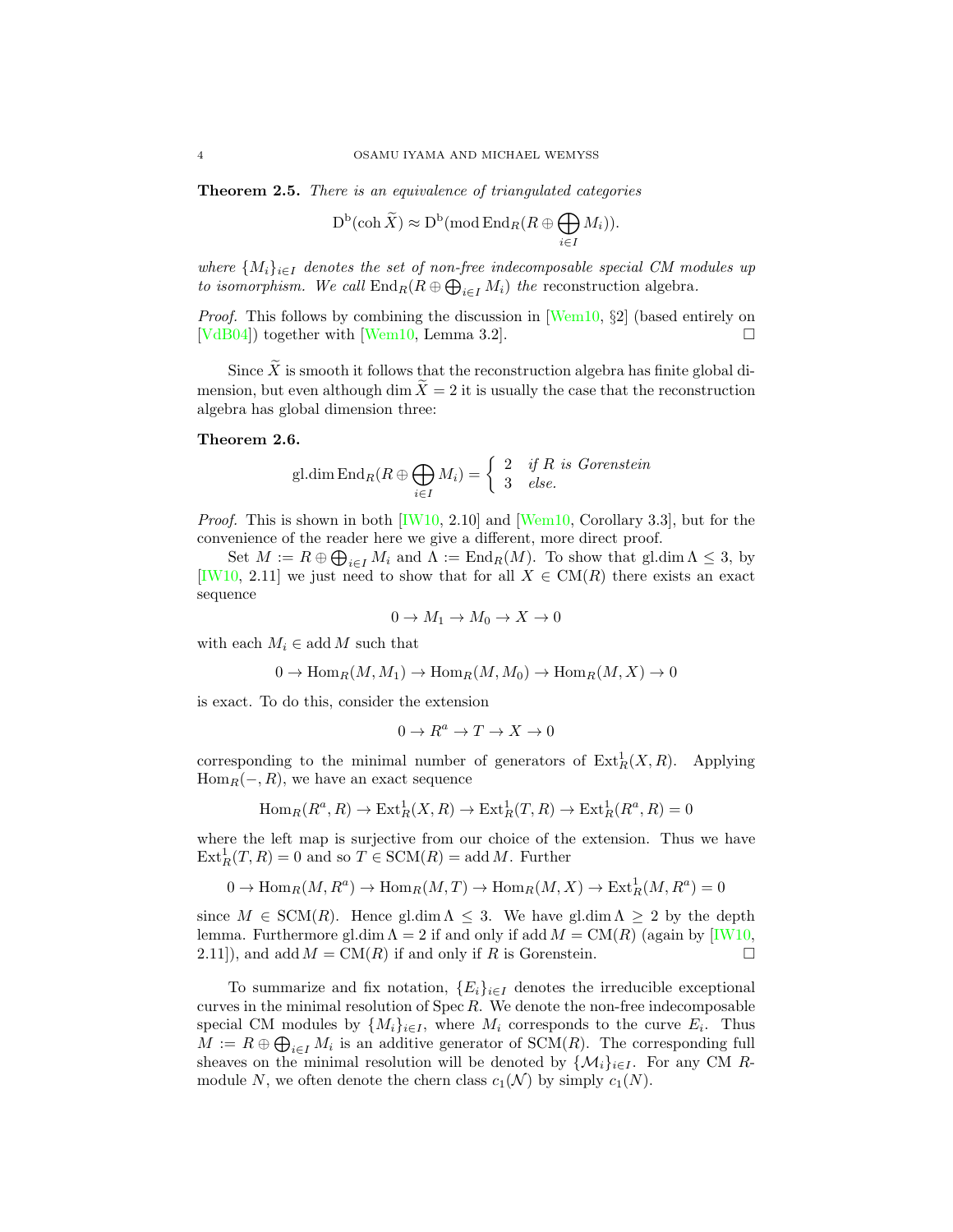**Theorem 2.5.** *There is an equivalence of triangulated categories*

$$\mathrm{D^b}(\mathrm{coh}\,\widetilde{X}) \approx \mathrm{D^b}(\mathrm{mod}\,\mathrm{End}_R(R \oplus \bigoplus_{i\in I} M_i)).$$

*where $\{M_i\}_{i\in I}$ denotes the set of non-free indecomposable special CM modules up to isomorphism. We call $\mathrm{End}_R(R \oplus \bigoplus_{i\in I} M_i)$ the* reconstruction algebra.

*Proof.* This follows by combining the discussion in [Wem10, §2] (based entirely on [VdB04]) together with [Wem10, Lemma 3.2]. □

Since $\widetilde{X}$ is smooth it follows that the reconstruction algebra has finite global dimension, but even although $\dim \widetilde{X} = 2$ it is usually the case that the reconstruction algebra has global dimension three:

**Theorem 2.6.**

$$\mathrm{gl.dim}\,\mathrm{End}_R(R \oplus \bigoplus_{i\in I} M_i) = \left\{ \begin{array}{ll} 2 & \text{if } R \text{ is Gorenstein} \\ 3 & \text{else.} \end{array} \right.$$

*Proof.* This is shown in both [IW10, 2.10] and [Wem10, Corollary 3.3], but for the convenience of the reader here we give a different, more direct proof.

Set $M := R \oplus \bigoplus_{i\in I} M_i$ and $\Lambda := \mathrm{End}_R(M)$. To show that $\mathrm{gl.dim}\,\Lambda \le 3$, by [IW10, 2.11] we just need to show that for all $X \in \mathrm{CM}(R)$ there exists an exact sequence

$$0 \to M_1 \to M_0 \to X \to 0$$

with each $M_i \in \mathrm{add}\, M$ such that

$$0 \to \mathrm{Hom}_R(M, M_1) \to \mathrm{Hom}_R(M, M_0) \to \mathrm{Hom}_R(M, X) \to 0$$

is exact. To do this, consider the extension

$$0 \to R^a \to T \to X \to 0$$

corresponding to the minimal number of generators of $\mathrm{Ext}^1_R(X, R)$. Applying $\mathrm{Hom}_R(-, R)$, we have an exact sequence

$$\mathrm{Hom}_R(R^a, R) \to \mathrm{Ext}^1_R(X, R) \to \mathrm{Ext}^1_R(T, R) \to \mathrm{Ext}^1_R(R^a, R) = 0$$

where the left map is surjective from our choice of the extension. Thus we have $\mathrm{Ext}^1_R(T, R) = 0$ and so $T \in \mathrm{SCM}(R) = \mathrm{add}\, M$. Further

$$0 \to \mathrm{Hom}_R(M, R^a) \to \mathrm{Hom}_R(M, T) \to \mathrm{Hom}_R(M, X) \to \mathrm{Ext}^1_R(M, R^a) = 0$$

since $M \in \mathrm{SCM}(R)$. Hence $\mathrm{gl.dim}\,\Lambda \le 3$. We have $\mathrm{gl.dim}\,\Lambda \ge 2$ by the depth lemma. Furthermore $\mathrm{gl.dim}\,\Lambda = 2$ if and only if $\mathrm{add}\, M = \mathrm{CM}(R)$ (again by [IW10, 2.11]), and $\mathrm{add}\, M = \mathrm{CM}(R)$ if and only if $R$ is Gorenstein. □

To summarize and fix notation, $\{E_i\}_{i\in I}$ denotes the irreducible exceptional curves in the minimal resolution of $\mathrm{Spec}\, R$. We denote the non-free indecomposable special CM modules by $\{M_i\}_{i\in I}$, where $M_i$ corresponds to the curve $E_i$. Thus $M := R \oplus \bigoplus_{i\in I} M_i$ is an additive generator of $\mathrm{SCM}(R)$. The corresponding full sheaves on the minimal resolution will be denoted by $\{\mathcal{M}_i\}_{i\in I}$. For any CM $R$-module $N$, we often denote the chern class $c_1(\mathcal{N})$ by simply $c_1(N)$.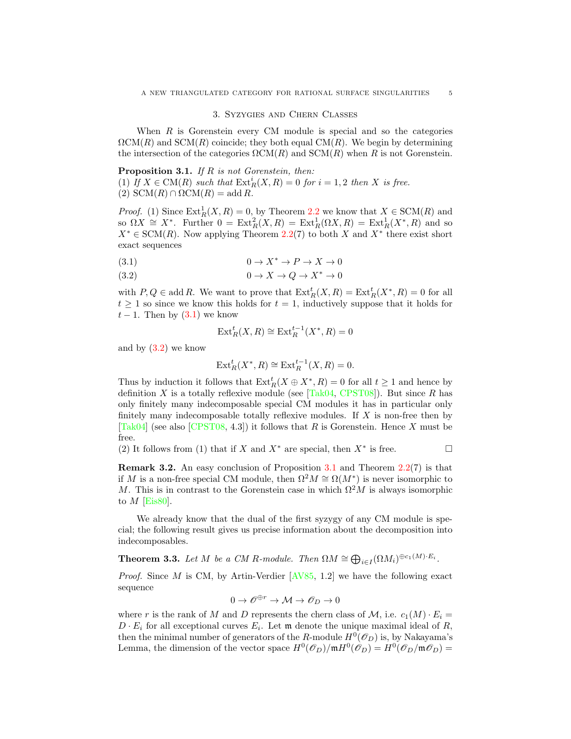## 3. Syzygies and Chern Classes

When $R$ is Gorenstein every CM module is special and so the categories $\Omega\mathrm{CM}(R)$ and $\mathrm{SCM}(R)$ coincide; they both equal $\mathrm{CM}(R)$. We begin by determining the intersection of the categories $\Omega\mathrm{CM}(R)$ and $\mathrm{SCM}(R)$ when $R$ is not Gorenstein.

**Proposition 3.1.** *If $R$ is not Gorenstein, then:*
*(1) If $X \in \mathrm{CM}(R)$ such that $\mathrm{Ext}^i_R(X,R) = 0$ for $i = 1,2$ then $X$ is free.*
*(2) $\mathrm{SCM}(R) \cap \Omega\mathrm{CM}(R) = \mathrm{add}\, R$.*

*Proof.* (1) Since $\mathrm{Ext}^1_R(X,R) = 0$, by Theorem 2.2 we know that $X \in \mathrm{SCM}(R)$ and so $\Omega X \cong X^*$. Further $0 = \mathrm{Ext}^2_R(X,R) = \mathrm{Ext}^1_R(\Omega X, R) = \mathrm{Ext}^1_R(X^*,R)$ and so $X^* \in \mathrm{SCM}(R)$. Now applying Theorem 2.2(7) to both $X$ and $X^*$ there exist short exact sequences

$$0 \to X^* \to P \to X \to 0 \tag{3.1}$$

$$0 \to X \to Q \to X^* \to 0 \tag{3.2}$$

with $P, Q \in \mathrm{add}\, R$. We want to prove that $\mathrm{Ext}^t_R(X,R) = \mathrm{Ext}^t_R(X^*,R) = 0$ for all $t \geq 1$ so since we know this holds for $t = 1$, inductively suppose that it holds for $t-1$. Then by (3.1) we know

$$\mathrm{Ext}^t_R(X,R) \cong \mathrm{Ext}^{t-1}_R(X^*,R) = 0$$

and by (3.2) we know

$$\mathrm{Ext}^t_R(X^*,R) \cong \mathrm{Ext}^{t-1}_R(X,R) = 0.$$

Thus by induction it follows that $\mathrm{Ext}^t_R(X \oplus X^*, R) = 0$ for all $t \geq 1$ and hence by definition $X$ is a totally reflexive module (see [Tak04, CPST08]). But since $R$ has only finitely many indecomposable special CM modules it has in particular only finitely many indecomposable totally reflexive modules. If $X$ is non-free then by [Tak04] (see also [CPST08, 4.3]) it follows that $R$ is Gorenstein. Hence $X$ must be free.
(2) It follows from (1) that if $X$ and $X^*$ are special, then $X^*$ is free. □

**Remark 3.2.** An easy conclusion of Proposition 3.1 and Theorem 2.2(7) is that if $M$ is a non-free special CM module, then $\Omega^2 M \cong \Omega(M^*)$ is never isomorphic to $M$. This is in contrast to the Gorenstein case in which $\Omega^2 M$ is always isomorphic to $M$ [Eis80].

We already know that the dual of the first syzygy of any CM module is special; the following result gives us precise information about the decomposition into indecomposables.

**Theorem 3.3.** *Let $M$ be a CM $R$-module. Then $\Omega M \cong \bigoplus_{i \in I} (\Omega M_i)^{\oplus c_1(M)\cdot E_i}$.*

*Proof.* Since $M$ is CM, by Artin-Verdier [AV85, 1.2] we have the following exact sequence

$$0 \to \mathscr{O}^{\oplus r} \to \mathcal{M} \to \mathscr{O}_D \to 0$$

where $r$ is the rank of $M$ and $D$ represents the chern class of $\mathcal{M}$, i.e. $c_1(M)\cdot E_i = D \cdot E_i$ for all exceptional curves $E_i$. Let $\mathfrak{m}$ denote the unique maximal ideal of $R$, then the minimal number of generators of the $R$-module $H^0(\mathscr{O}_D)$ is, by Nakayama's Lemma, the dimension of the vector space $H^0(\mathscr{O}_D)/\mathfrak{m}H^0(\mathscr{O}_D) = H^0(\mathscr{O}_D/\mathfrak{m}\mathscr{O}_D) =$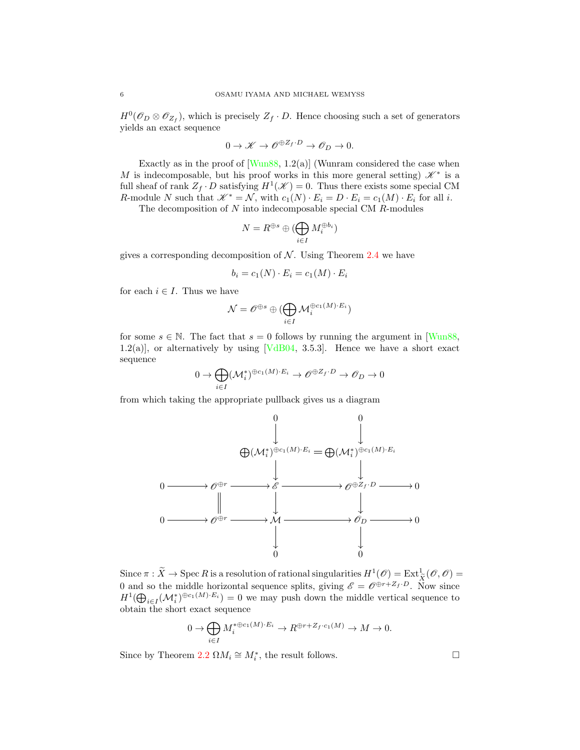$H^0(\mathscr{O}_D \otimes \mathscr{O}_{Z_f})$, which is precisely $Z_f \cdot D$. Hence choosing such a set of generators yields an exact sequence

$$0 \to \mathscr{K} \to \mathscr{O}^{\oplus Z_f \cdot D} \to \mathscr{O}_D \to 0.$$

Exactly as in the proof of [Wun88, 1.2(a)] (Wunram considered the case when $M$ is indecomposable, but his proof works in this more general setting) $\mathscr{K}^*$ is a full sheaf of rank $Z_f \cdot D$ satisfying $H^1(\mathscr{K}) = 0$. Thus there exists some special CM $R$-module $N$ such that $\mathscr{K}^* = \mathcal{N}$, with $c_1(N) \cdot E_i = D \cdot E_i = c_1(M) \cdot E_i$ for all $i$.

The decomposition of $N$ into indecomposable special CM $R$-modules

$$N = R^{\oplus s} \oplus (\bigoplus_{i \in I} M_i^{\oplus b_i})$$

gives a corresponding decomposition of $\mathcal{N}$. Using Theorem 2.4 we have

$$b_i = c_1(N) \cdot E_i = c_1(M) \cdot E_i$$

for each $i \in I$. Thus we have

$$\mathcal{N} = \mathscr{O}^{\oplus s} \oplus (\bigoplus_{i \in I} \mathcal{M}_i^{\oplus c_1(M) \cdot E_i})$$

for some $s \in \mathbb{N}$. The fact that $s = 0$ follows by running the argument in [Wun88, 1.2(a)], or alternatively by using [VdB04, 3.5.3]. Hence we have a short exact sequence

$$0 \to \bigoplus_{i \in I} (\mathcal{M}_i^*)^{\oplus c_1(M) \cdot E_i} \to \mathscr{O}^{\oplus Z_f \cdot D} \to \mathscr{O}_D \to 0$$

from which taking the appropriate pullback gives us a diagram

$$\begin{array}{ccccccccc}
 & & & & 0 & & 0 & & \\
 & & & & \downarrow & & \downarrow & & \\
 & & & & \bigoplus (\mathcal{M}_i^*)^{\oplus c_1(M) \cdot E_i} & = & \bigoplus (\mathcal{M}_i^*)^{\oplus c_1(M) \cdot E_i} & & \\
 & & & & \downarrow & & \downarrow & & \\
0 & \to & \mathscr{O}^{\oplus r} & \to & \mathscr{E} & \to & \mathscr{O}^{\oplus Z_f \cdot D} & \to & 0 \\
 & & \| & & \downarrow & & \downarrow & & \\
0 & \to & \mathscr{O}^{\oplus r} & \to & \mathcal{M} & \to & \mathscr{O}_D & \to & 0 \\
 & & & & \downarrow & & \downarrow & & \\
 & & & & 0 & & 0 & &
\end{array}$$

Since $\pi : \widetilde{X} \to \operatorname{Spec} R$ is a resolution of rational singularities $H^1(\mathscr{O}) = \operatorname{Ext}^1_{\widetilde{X}}(\mathscr{O}, \mathscr{O}) = 0$ and so the middle horizontal sequence splits, giving $\mathscr{E} = \mathscr{O}^{\oplus r + Z_f \cdot D}$. Now since $H^1(\bigoplus_{i \in I} (\mathcal{M}_i^*)^{\oplus c_1(M) \cdot E_i}) = 0$ we may push down the middle vertical sequence to obtain the short exact sequence

$$0 \to \bigoplus_{i \in I} M_i^{* \oplus c_1(M) \cdot E_i} \to R^{\oplus r + Z_f \cdot c_1(M)} \to M \to 0.$$

Since by Theorem 2.2 $\Omega M_i \cong M_i^*$, the result follows. $\Box$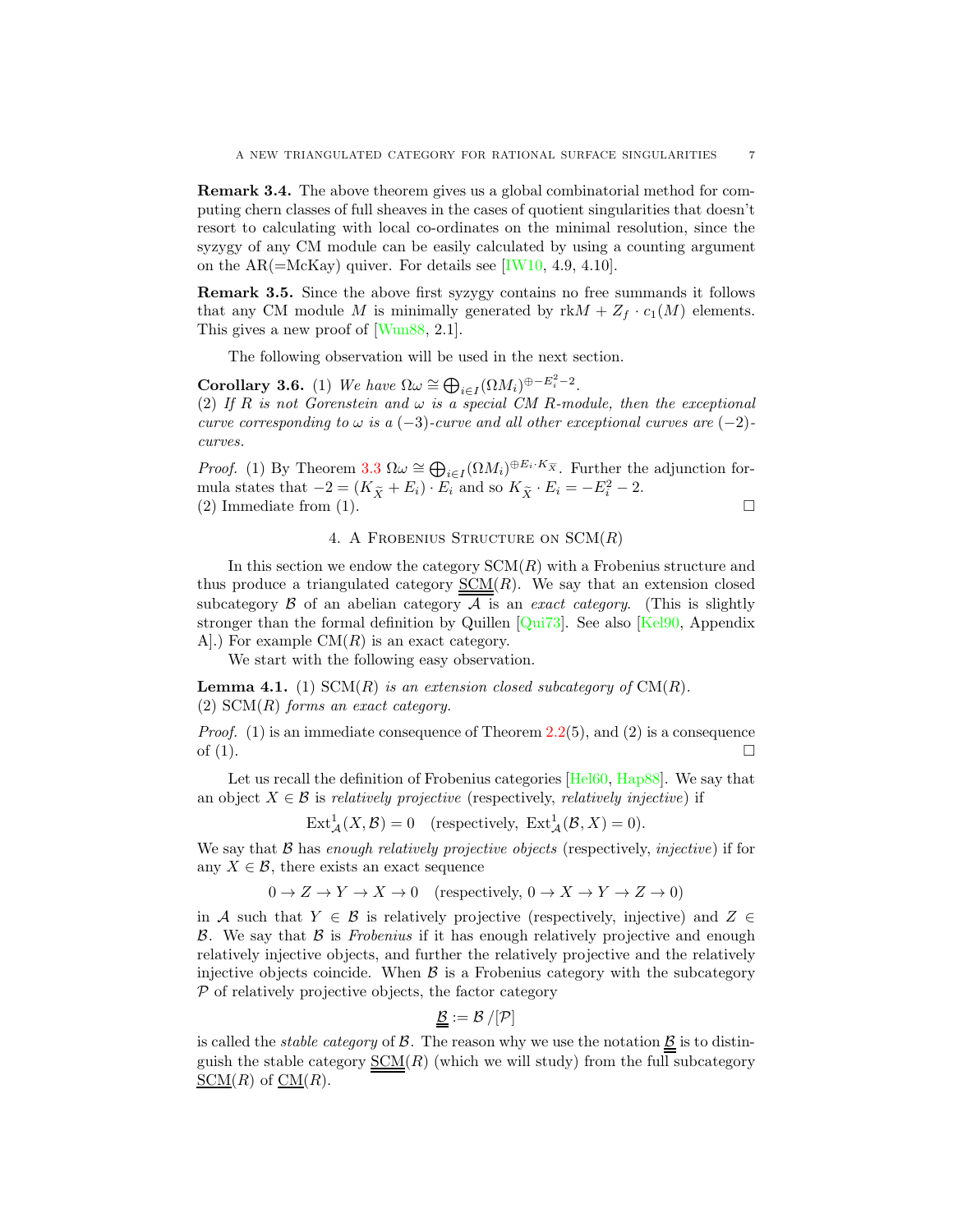**Remark 3.4.** The above theorem gives us a global combinatorial method for computing chern classes of full sheaves in the cases of quotient singularities that doesn't resort to calculating with local co-ordinates on the minimal resolution, since the syzygy of any CM module can be easily calculated by using a counting argument on the AR(=McKay) quiver. For details see [IW10, 4.9, 4.10].

**Remark 3.5.** Since the above first syzygy contains no free summands it follows that any CM module $M$ is minimally generated by $\mathrm{rk}M + Z_f \cdot c_1(M)$ elements. This gives a new proof of [Wun88, 2.1].

The following observation will be used in the next section.

**Corollary 3.6.** (1) *We have* $\Omega\omega \cong \bigoplus_{i\in I}(\Omega M_i)^{\oplus -E_i^2-2}$.
(2) *If $R$ is not Gorenstein and $\omega$ is a special CM $R$-module, then the exceptional curve corresponding to $\omega$ is a $(-3)$-curve and all other exceptional curves are $(-2)$-curves.*

*Proof.* (1) By Theorem 3.3 $\Omega\omega \cong \bigoplus_{i\in I}(\Omega M_i)^{\oplus E_i\cdot K_{\widetilde{X}}}$. Further the adjunction formula states that $-2 = (K_{\widetilde{X}} + E_i)\cdot E_i$ and so $K_{\widetilde{X}}\cdot E_i = -E_i^2 - 2$.
(2) Immediate from (1). $\square$

## 4. A Frobenius Structure on $\mathrm{SCM}(R)$

In this section we endow the category $\mathrm{SCM}(R)$ with a Frobenius structure and thus produce a triangulated category $\underline{\underline{\mathrm{SCM}}}(R)$. We say that an extension closed subcategory $\mathcal{B}$ of an abelian category $\mathcal{A}$ is an *exact category*. (This is slightly stronger than the formal definition by Quillen [Qui73]. See also [Kel90, Appendix A].) For example $\mathrm{CM}(R)$ is an exact category.

We start with the following easy observation.

**Lemma 4.1.** (1) $\mathrm{SCM}(R)$ *is an extension closed subcategory of* $\mathrm{CM}(R)$.
(2) $\mathrm{SCM}(R)$ *forms an exact category.*

*Proof.* (1) is an immediate consequence of Theorem 2.2(5), and (2) is a consequence of (1). $\square$

Let us recall the definition of Frobenius categories [Hel60, Hap88]. We say that an object $X \in \mathcal{B}$ is *relatively projective* (respectively, *relatively injective*) if

$$\mathrm{Ext}^1_{\mathcal{A}}(X,\mathcal{B}) = 0 \quad \text{(respectively, } \mathrm{Ext}^1_{\mathcal{A}}(\mathcal{B},X) = 0).$$

We say that $\mathcal{B}$ has *enough relatively projective objects* (respectively, *injective*) if for any $X \in \mathcal{B}$, there exists an exact sequence

$$0 \to Z \to Y \to X \to 0 \quad \text{(respectively, } 0 \to X \to Y \to Z \to 0)$$

in $\mathcal{A}$ such that $Y \in \mathcal{B}$ is relatively projective (respectively, injective) and $Z \in \mathcal{B}$. We say that $\mathcal{B}$ is *Frobenius* if it has enough relatively projective and enough relatively injective objects, and further the relatively projective and the relatively injective objects coincide. When $\mathcal{B}$ is a Frobenius category with the subcategory $\mathcal{P}$ of relatively projective objects, the factor category

$$\underline{\underline{\mathcal{B}}} := \mathcal{B}\,/[\mathcal{P}]$$

is called the *stable category* of $\mathcal{B}$. The reason why we use the notation $\underline{\underline{\mathcal{B}}}$ is to distinguish the stable category $\underline{\underline{\mathrm{SCM}}}(R)$ (which we will study) from the full subcategory $\underline{\mathrm{SCM}}(R)$ of $\underline{\mathrm{CM}}(R)$.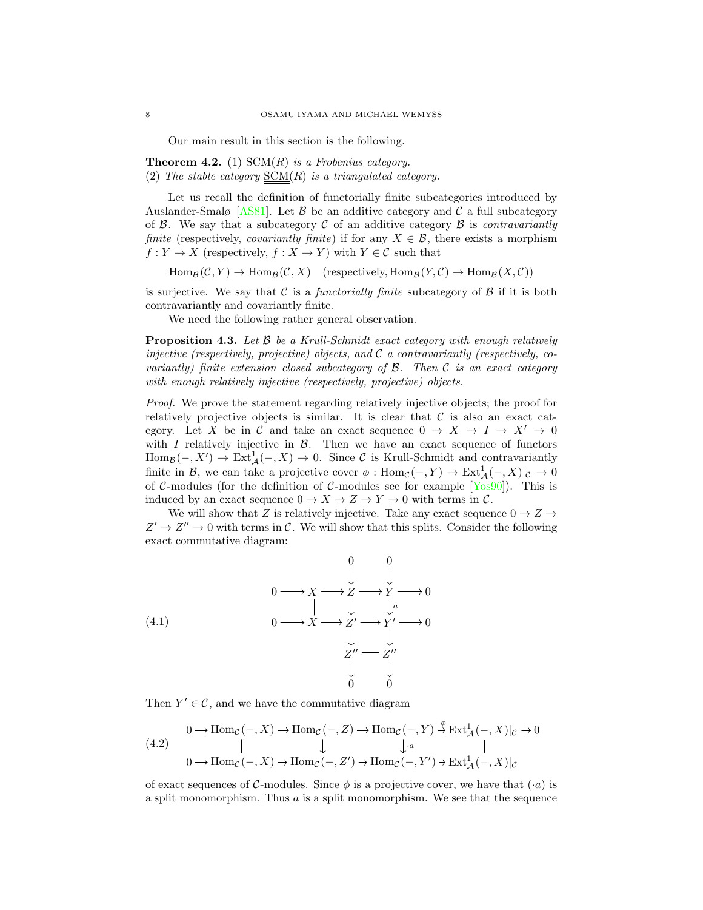Our main result in this section is the following.

**Theorem 4.2.** (1) $\mathrm{SCM}(R)$ *is a Frobenius category.*
(2) *The stable category* $\underline{\underline{\mathrm{SCM}}}(R)$ *is a triangulated category.*

Let us recall the definition of functorially finite subcategories introduced by Auslander-Smalø [AS81]. Let $\mathcal{B}$ be an additive category and $\mathcal{C}$ a full subcategory of $\mathcal{B}$. We say that a subcategory $\mathcal{C}$ of an additive category $\mathcal{B}$ is *contravariantly finite* (respectively, *covariantly finite*) if for any $X \in \mathcal{B}$, there exists a morphism $f : Y \to X$ (respectively, $f : X \to Y$) with $Y \in \mathcal{C}$ such that

$$\mathrm{Hom}_{\mathcal{B}}(\mathcal{C}, Y) \to \mathrm{Hom}_{\mathcal{B}}(\mathcal{C}, X) \quad (\text{respectively}, \mathrm{Hom}_{\mathcal{B}}(Y, \mathcal{C}) \to \mathrm{Hom}_{\mathcal{B}}(X, \mathcal{C}))$$

is surjective. We say that $\mathcal{C}$ is a *functorially finite* subcategory of $\mathcal{B}$ if it is both contravariantly and covariantly finite.

We need the following rather general observation.

**Proposition 4.3.** *Let $\mathcal{B}$ be a Krull-Schmidt exact category with enough relatively injective (respectively, projective) objects, and $\mathcal{C}$ a contravariantly (respectively, covariantly) finite extension closed subcategory of $\mathcal{B}$. Then $\mathcal{C}$ is an exact category with enough relatively injective (respectively, projective) objects.*

*Proof.* We prove the statement regarding relatively injective objects; the proof for relatively projective objects is similar. It is clear that $\mathcal{C}$ is also an exact category. Let $X$ be in $\mathcal{C}$ and take an exact sequence $0 \to X \to I \to X' \to 0$ with $I$ relatively injective in $\mathcal{B}$. Then we have an exact sequence of functors $\mathrm{Hom}_{\mathcal{B}}(-, X') \to \mathrm{Ext}^1_{\mathcal{A}}(-, X) \to 0$. Since $\mathcal{C}$ is Krull-Schmidt and contravariantly finite in $\mathcal{B}$, we can take a projective cover $\phi : \mathrm{Hom}_{\mathcal{C}}(-, Y) \to \mathrm{Ext}^1_{\mathcal{A}}(-, X)|_{\mathcal{C}} \to 0$ of $\mathcal{C}$-modules (for the definition of $\mathcal{C}$-modules see for example [Yos90]). This is induced by an exact sequence $0 \to X \to Z \to Y \to 0$ with terms in $\mathcal{C}$.

We will show that $Z$ is relatively injective. Take any exact sequence $0 \to Z \to Z' \to Z'' \to 0$ with terms in $\mathcal{C}$. We will show that this splits. Consider the following exact commutative diagram:

$$
\begin{array}{ccccccccc}
 & & & & 0 & & 0 & & \\
 & & & & \downarrow & & \downarrow & & \\
0 & \longrightarrow & X & \longrightarrow & Z & \longrightarrow & Y & \longrightarrow & 0 \\
 & & \| & & \downarrow & & \downarrow{\scriptstyle a} & & \\
0 & \longrightarrow & X & \longrightarrow & Z' & \longrightarrow & Y' & \longrightarrow & 0 \\
 & & & & \downarrow & & \downarrow & & \\
 & & & & Z'' & = & Z'' & & \\
 & & & & \downarrow & & \downarrow & & \\
 & & & & 0 & & 0 & &
\end{array}
\tag{4.1}
$$

Then $Y' \in \mathcal{C}$, and we have the commutative diagram

$$
\begin{array}{ccccccccc}
0 \to & \mathrm{Hom}_{\mathcal{C}}(-, X) & \to & \mathrm{Hom}_{\mathcal{C}}(-, Z) & \to & \mathrm{Hom}_{\mathcal{C}}(-, Y) & \stackrel{\phi}{\to} & \mathrm{Ext}^1_{\mathcal{A}}(-, X)|_{\mathcal{C}} & \to 0 \\
 & \| & & \downarrow & & \downarrow{\scriptstyle \cdot a} & & \| & \\
0 \to & \mathrm{Hom}_{\mathcal{C}}(-, X) & \to & \mathrm{Hom}_{\mathcal{C}}(-, Z') & \to & \mathrm{Hom}_{\mathcal{C}}(-, Y') & \to & \mathrm{Ext}^1_{\mathcal{A}}(-, X)|_{\mathcal{C}} &
\end{array}
\tag{4.2}
$$

of exact sequences of $\mathcal{C}$-modules. Since $\phi$ is a projective cover, we have that $(\cdot a)$ is a split monomorphism. Thus $a$ is a split monomorphism. We see that the sequence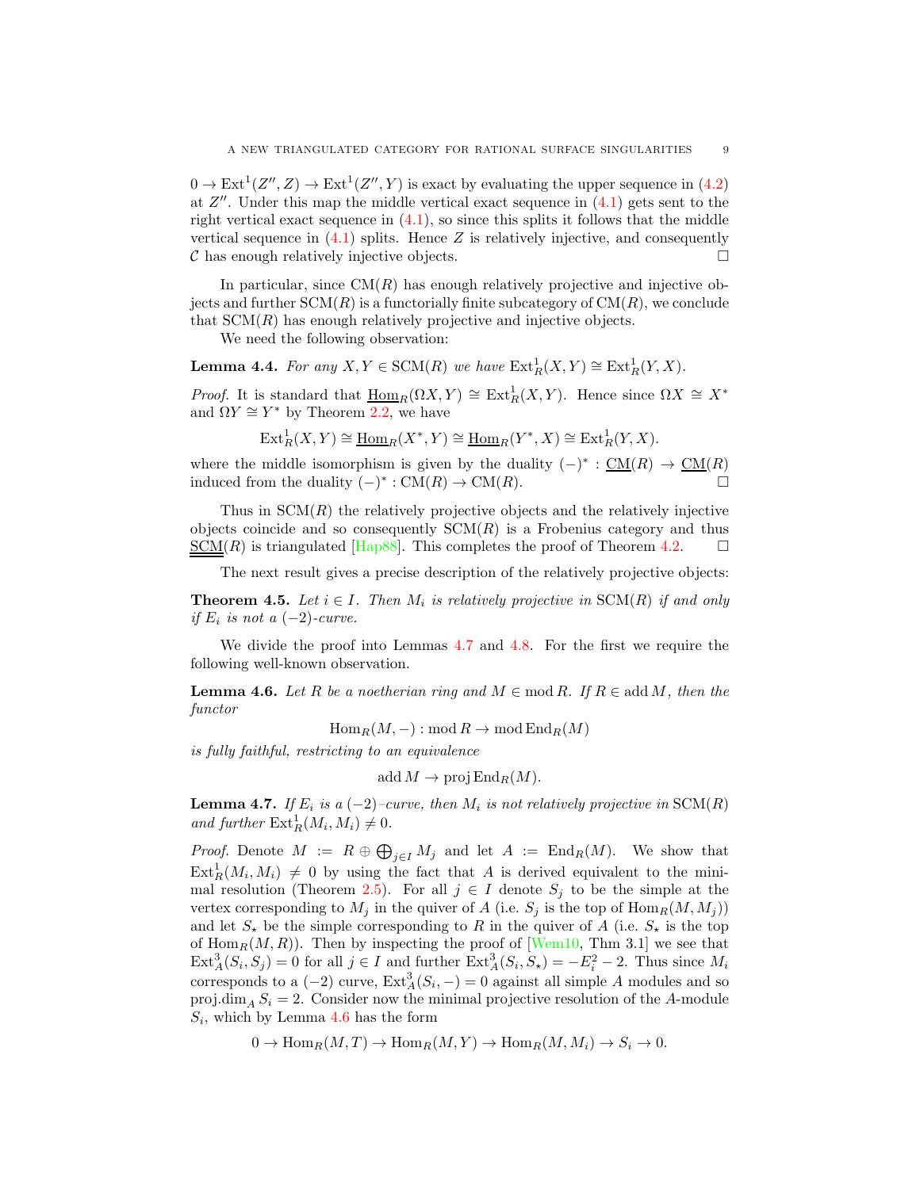$0 \to \mathrm{Ext}^1(Z'', Z) \to \mathrm{Ext}^1(Z'', Y)$ is exact by evaluating the upper sequence in (4.2) at $Z''$. Under this map the middle vertical exact sequence in (4.1) gets sent to the right vertical exact sequence in (4.1), so since this splits it follows that the middle vertical sequence in (4.1) splits. Hence $Z$ is relatively injective, and consequently $\mathcal{C}$ has enough relatively injective objects. $\square$

In particular, since $\mathrm{CM}(R)$ has enough relatively projective and injective objects and further $\mathrm{SCM}(R)$ is a functorially finite subcategory of $\mathrm{CM}(R)$, we conclude that $\mathrm{SCM}(R)$ has enough relatively projective and injective objects.

We need the following observation:

**Lemma 4.4.** *For any $X, Y \in \mathrm{SCM}(R)$ we have $\mathrm{Ext}^1_R(X, Y) \cong \mathrm{Ext}^1_R(Y, X)$.*

*Proof.* It is standard that $\underline{\mathrm{Hom}}_R(\Omega X, Y) \cong \mathrm{Ext}^1_R(X, Y)$. Hence since $\Omega X \cong X^*$ and $\Omega Y \cong Y^*$ by Theorem 2.2, we have

$$\mathrm{Ext}^1_R(X, Y) \cong \underline{\mathrm{Hom}}_R(X^*, Y) \cong \underline{\mathrm{Hom}}_R(Y^*, X) \cong \mathrm{Ext}^1_R(Y, X).$$

where the middle isomorphism is given by the duality $(-)^* : \underline{\mathrm{CM}}(R) \to \underline{\mathrm{CM}}(R)$ induced from the duality $(-)^* : \mathrm{CM}(R) \to \mathrm{CM}(R)$. $\square$

Thus in $\mathrm{SCM}(R)$ the relatively projective objects and the relatively injective objects coincide and so consequently $\mathrm{SCM}(R)$ is a Frobenius category and thus $\underline{\underline{\mathrm{SCM}}}(R)$ is triangulated [Hap88]. This completes the proof of Theorem 4.2. $\square$

The next result gives a precise description of the relatively projective objects:

**Theorem 4.5.** *Let $i \in I$. Then $M_i$ is relatively projective in $\mathrm{SCM}(R)$ if and only if $E_i$ is not a $(-2)$-curve.*

We divide the proof into Lemmas 4.7 and 4.8. For the first we require the following well-known observation.

**Lemma 4.6.** *Let $R$ be a noetherian ring and $M \in \mathrm{mod}\, R$. If $R \in \mathrm{add}\, M$, then the functor*

$$\mathrm{Hom}_R(M, -) : \mathrm{mod}\, R \to \mathrm{mod}\, \mathrm{End}_R(M)$$

*is fully faithful, restricting to an equivalence*

$$\mathrm{add}\, M \to \mathrm{proj}\, \mathrm{End}_R(M).$$

**Lemma 4.7.** *If $E_i$ is a $(-2)$–curve, then $M_i$ is not relatively projective in $\mathrm{SCM}(R)$ and further $\mathrm{Ext}^1_R(M_i, M_i) \neq 0$.*

*Proof.* Denote $M := R \oplus \bigoplus_{j \in I} M_j$ and let $A := \mathrm{End}_R(M)$. We show that $\mathrm{Ext}^1_R(M_i, M_i) \neq 0$ by using the fact that $A$ is derived equivalent to the minimal resolution (Theorem 2.5). For all $j \in I$ denote $S_j$ to be the simple at the vertex corresponding to $M_j$ in the quiver of $A$ (i.e. $S_j$ is the top of $\mathrm{Hom}_R(M, M_j)$) and let $S_\star$ be the simple corresponding to $R$ in the quiver of $A$ (i.e. $S_\star$ is the top of $\mathrm{Hom}_R(M, R)$). Then by inspecting the proof of [Wem10, Thm 3.1] we see that $\mathrm{Ext}^3_A(S_i, S_j) = 0$ for all $j \in I$ and further $\mathrm{Ext}^3_A(S_i, S_\star) = -E_i^2 - 2$. Thus since $M_i$ corresponds to a $(-2)$ curve, $\mathrm{Ext}^3_A(S_i, -) = 0$ against all simple $A$ modules and so $\mathrm{proj.dim}_A\, S_i = 2$. Consider now the minimal projective resolution of the $A$-module $S_i$, which by Lemma 4.6 has the form

$$0 \to \mathrm{Hom}_R(M, T) \to \mathrm{Hom}_R(M, Y) \to \mathrm{Hom}_R(M, M_i) \to S_i \to 0.$$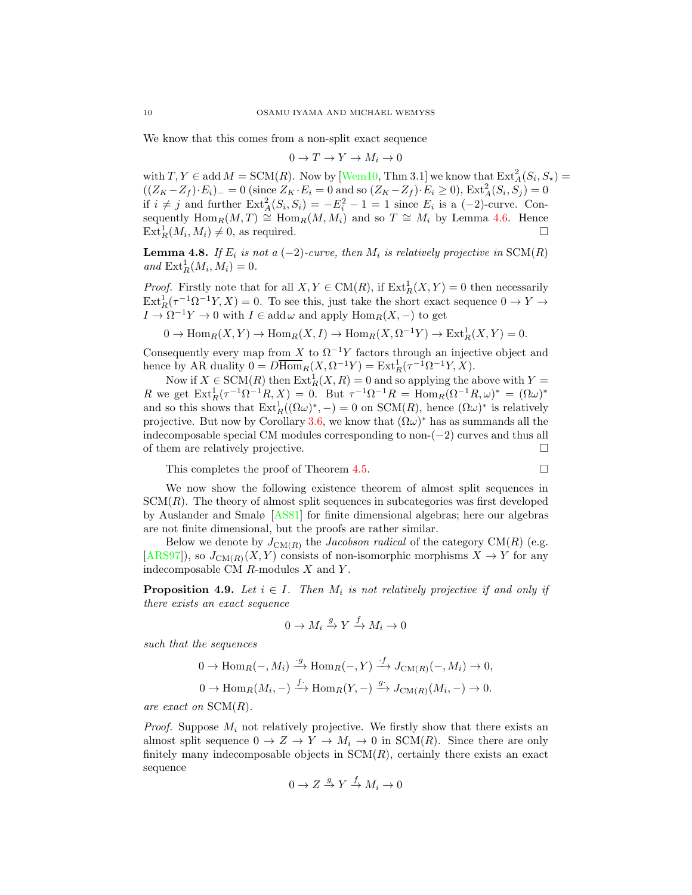We know that this comes from a non-split exact sequence

$$0 \to T \to Y \to M_i \to 0$$

with $T, Y \in \operatorname{add} M = \operatorname{SCM}(R)$. Now by [Wem10, Thm 3.1] we know that $\operatorname{Ext}^2_A(S_i, S_\star) = ((Z_K - Z_f)\cdot E_i)_- = 0$ (since $Z_K \cdot E_i = 0$ and so $(Z_K - Z_f)\cdot E_i \geq 0$), $\operatorname{Ext}^2_A(S_i, S_j) = 0$ if $i \neq j$ and further $\operatorname{Ext}^2_A(S_i, S_i) = -E_i^2 - 1 = 1$ since $E_i$ is a $(-2)$-curve. Consequently $\operatorname{Hom}_R(M, T) \cong \operatorname{Hom}_R(M, M_i)$ and so $T \cong M_i$ by Lemma 4.6. Hence $\operatorname{Ext}^1_R(M_i, M_i) \neq 0$, as required. □

**Lemma 4.8.** *If $E_i$ is not a $(-2)$-curve, then $M_i$ is relatively projective in $\operatorname{SCM}(R)$ and $\operatorname{Ext}^1_R(M_i, M_i) = 0$.*

*Proof.* Firstly note that for all $X, Y \in \operatorname{CM}(R)$, if $\operatorname{Ext}^1_R(X, Y) = 0$ then necessarily $\operatorname{Ext}^1_R(\tau^{-1}\Omega^{-1}Y, X) = 0$. To see this, just take the short exact sequence $0 \to Y \to I \to \Omega^{-1}Y \to 0$ with $I \in \operatorname{add}\omega$ and apply $\operatorname{Hom}_R(X, -)$ to get

$$0 \to \operatorname{Hom}_R(X, Y) \to \operatorname{Hom}_R(X, I) \to \operatorname{Hom}_R(X, \Omega^{-1}Y) \to \operatorname{Ext}^1_R(X, Y) = 0.$$

Consequently every map from $X$ to $\Omega^{-1}Y$ factors through an injective object and hence by AR duality $0 = D\overline{\operatorname{Hom}}_R(X, \Omega^{-1}Y) = \operatorname{Ext}^1_R(\tau^{-1}\Omega^{-1}Y, X)$.

Now if $X \in \operatorname{SCM}(R)$ then $\operatorname{Ext}^1_R(X, R) = 0$ and so applying the above with $Y = R$ we get $\operatorname{Ext}^1_R(\tau^{-1}\Omega^{-1}R, X) = 0$. But $\tau^{-1}\Omega^{-1}R = \operatorname{Hom}_R(\Omega^{-1}R, \omega)^* = (\Omega\omega)^*$ and so this shows that $\operatorname{Ext}^1_R((\Omega\omega)^*, -) = 0$ on $\operatorname{SCM}(R)$, hence $(\Omega\omega)^*$ is relatively projective. But now by Corollary 3.6, we know that $(\Omega\omega)^*$ has as summands all the indecomposable special CM modules corresponding to non-$(-2)$ curves and thus all of them are relatively projective. □

This completes the proof of Theorem 4.5. □

We now show the following existence theorem of almost split sequences in $\operatorname{SCM}(R)$. The theory of almost split sequences in subcategories was first developed by Auslander and Smalø [AS81] for finite dimensional algebras; here our algebras are not finite dimensional, but the proofs are rather similar.

Below we denote by $J_{\operatorname{CM}(R)}$ the *Jacobson radical* of the category $\operatorname{CM}(R)$ (e.g. [ARS97]), so $J_{\operatorname{CM}(R)}(X, Y)$ consists of non-isomorphic morphisms $X \to Y$ for any indecomposable CM $R$-modules $X$ and $Y$.

**Proposition 4.9.** *Let $i \in I$. Then $M_i$ is not relatively projective if and only if there exists an exact sequence*

$$0 \to M_i \xrightarrow{g} Y \xrightarrow{f} M_i \to 0$$

*such that the sequences*

$$0 \to \operatorname{Hom}_R(-, M_i) \xrightarrow{\cdot g} \operatorname{Hom}_R(-, Y) \xrightarrow{\cdot f} J_{\operatorname{CM}(R)}(-, M_i) \to 0,$$

$$0 \to \operatorname{Hom}_R(M_i, -) \xrightarrow{f\cdot} \operatorname{Hom}_R(Y, -) \xrightarrow{g\cdot} J_{\operatorname{CM}(R)}(M_i, -) \to 0.$$

*are exact on $\operatorname{SCM}(R)$.*

*Proof.* Suppose $M_i$ not relatively projective. We firstly show that there exists an almost split sequence $0 \to Z \to Y \to M_i \to 0$ in $\operatorname{SCM}(R)$. Since there are only finitely many indecomposable objects in $\operatorname{SCM}(R)$, certainly there exists an exact sequence

$$0 \to Z \xrightarrow{g} Y \xrightarrow{f} M_i \to 0$$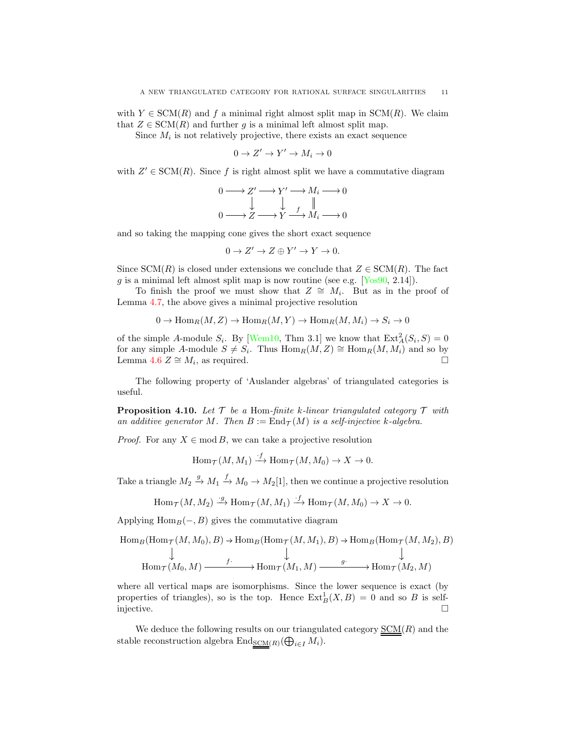with $Y \in \mathrm{SCM}(R)$ and $f$ a minimal right almost split map in $\mathrm{SCM}(R)$. We claim that $Z \in \mathrm{SCM}(R)$ and further $g$ is a minimal left almost split map.

Since $M_i$ is not relatively projective, there exists an exact sequence

$$0 \to Z' \to Y' \to M_i \to 0$$

with $Z' \in \mathrm{SCM}(R)$. Since $f$ is right almost split we have a commutative diagram

$$\begin{array}{ccccccccc}
0 & \longrightarrow & Z' & \longrightarrow & Y' & \longrightarrow & M_i & \longrightarrow & 0 \\
 & & \downarrow & & \downarrow & & \| & & \\
0 & \longrightarrow & Z & \longrightarrow & Y & \xrightarrow{f} & M_i & \longrightarrow & 0
\end{array}$$

and so taking the mapping cone gives the short exact sequence

$$0 \to Z' \to Z \oplus Y' \to Y \to 0.$$

Since $\mathrm{SCM}(R)$ is closed under extensions we conclude that $Z \in \mathrm{SCM}(R)$. The fact $g$ is a minimal left almost split map is now routine (see e.g. [Yos90, 2.14]).

To finish the proof we must show that $Z \cong M_i$. But as in the proof of Lemma 4.7, the above gives a minimal projective resolution

$$0 \to \mathrm{Hom}_R(M, Z) \to \mathrm{Hom}_R(M, Y) \to \mathrm{Hom}_R(M, M_i) \to S_i \to 0$$

of the simple $A$-module $S_i$. By [Wem10, Thm 3.1] we know that $\mathrm{Ext}^2_A(S_i, S) = 0$ for any simple $A$-module $S \neq S_i$. Thus $\mathrm{Hom}_R(M, Z) \cong \mathrm{Hom}_R(M, M_i)$ and so by Lemma 4.6 $Z \cong M_i$, as required. $\square$

The following property of 'Auslander algebras' of triangulated categories is useful.

**Proposition 4.10.** *Let $\mathcal{T}$ be a* Hom*-finite $k$-linear triangulated category $\mathcal{T}$ with an additive generator $M$. Then $B := \mathrm{End}_{\mathcal{T}}(M)$ is a self-injective $k$-algebra.*

*Proof.* For any $X \in \mathrm{mod}\, B$, we can take a projective resolution

$$\mathrm{Hom}_{\mathcal{T}}(M, M_1) \xrightarrow{\cdot f} \mathrm{Hom}_{\mathcal{T}}(M, M_0) \to X \to 0.$$

Take a triangle $M_2 \xrightarrow{g} M_1 \xrightarrow{f} M_0 \to M_2[1]$, then we continue a projective resolution

$$\mathrm{Hom}_{\mathcal{T}}(M, M_2) \xrightarrow{\cdot g} \mathrm{Hom}_{\mathcal{T}}(M, M_1) \xrightarrow{\cdot f} \mathrm{Hom}_{\mathcal{T}}(M, M_0) \to X \to 0.$$

Applying $\mathrm{Hom}_B(-, B)$ gives the commutative diagram

$$\begin{array}{ccccc}
\mathrm{Hom}_B(\mathrm{Hom}_{\mathcal{T}}(M, M_0), B) & \to & \mathrm{Hom}_B(\mathrm{Hom}_{\mathcal{T}}(M, M_1), B) & \to & \mathrm{Hom}_B(\mathrm{Hom}_{\mathcal{T}}(M, M_2), B) \\
\downarrow & & \downarrow & & \downarrow \\
\mathrm{Hom}_{\mathcal{T}}(M_0, M) & \xrightarrow{f\cdot} & \mathrm{Hom}_{\mathcal{T}}(M_1, M) & \xrightarrow{g\cdot} & \mathrm{Hom}_{\mathcal{T}}(M_2, M)
\end{array}$$

where all vertical maps are isomorphisms. Since the lower sequence is exact (by properties of triangles), so is the top. Hence $\mathrm{Ext}^1_B(X, B) = 0$ and so $B$ is self-injective. $\square$

We deduce the following results on our triangulated category $\underline{\underline{\mathrm{SCM}}}(R)$ and the stable reconstruction algebra $\mathrm{End}_{\underline{\underline{\mathrm{SCM}}}(R)}(\bigoplus_{i \in I} M_i)$.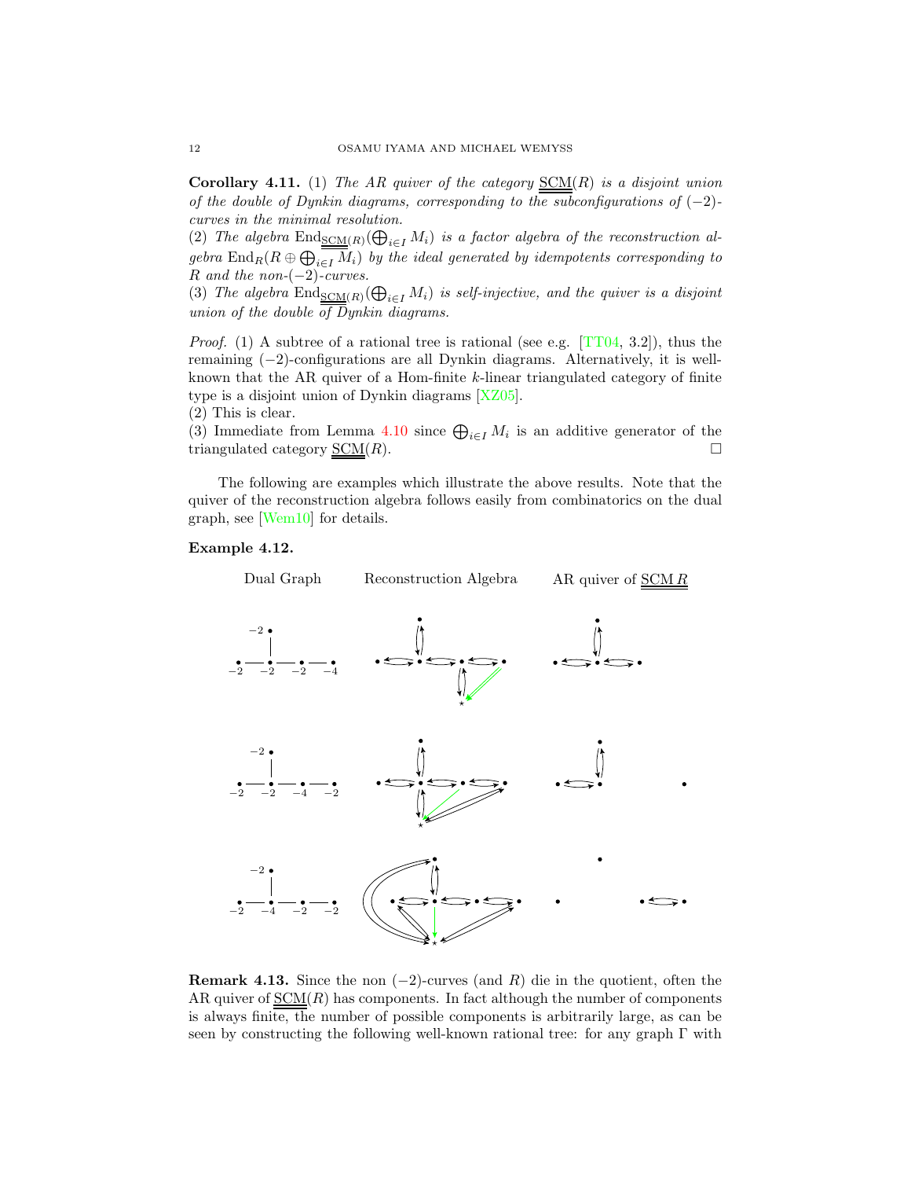**Corollary 4.11.** (1) *The AR quiver of the category $\underline{\underline{\mathrm{SCM}}}(R)$ is a disjoint union of the double of Dynkin diagrams, corresponding to the subconfigurations of $(-2)$-curves in the minimal resolution.*
(2) *The algebra $\mathrm{End}_{\underline{\underline{\mathrm{SCM}}}(R)}(\bigoplus_{i\in I} M_i)$ is a factor algebra of the reconstruction algebra $\mathrm{End}_R(R \oplus \bigoplus_{i\in I} M_i)$ by the ideal generated by idempotents corresponding to $R$ and the non-$(-2)$-curves.*
(3) *The algebra $\mathrm{End}_{\underline{\underline{\mathrm{SCM}}}(R)}(\bigoplus_{i\in I} M_i)$ is self-injective, and the quiver is a disjoint union of the double of Dynkin diagrams.*

*Proof.* (1) A subtree of a rational tree is rational (see e.g. [TT04, 3.2]), thus the remaining $(-2)$-configurations are all Dynkin diagrams. Alternatively, it is well-known that the AR quiver of a Hom-finite $k$-linear triangulated category of finite type is a disjoint union of Dynkin diagrams [XZ05].
(2) This is clear.
(3) Immediate from Lemma 4.10 since $\bigoplus_{i\in I} M_i$ is an additive generator of the triangulated category $\underline{\underline{\mathrm{SCM}}}(R)$. □

The following are examples which illustrate the above results. Note that the quiver of the reconstruction algebra follows easily from combinatorics on the dual graph, see [Wem10] for details.

**Example 4.12.**

| Dual Graph | Reconstruction Algebra | AR quiver of $\underline{\underline{\mathrm{SCM}}}\,R$ |
|---|---|---|

**Remark 4.13.** Since the non $(-2)$-curves (and $R$) die in the quotient, often the AR quiver of $\underline{\underline{\mathrm{SCM}}}(R)$ has components. In fact although the number of components is always finite, the number of possible components is arbitrarily large, as can be seen by constructing the following well-known rational tree: for any graph $\Gamma$ with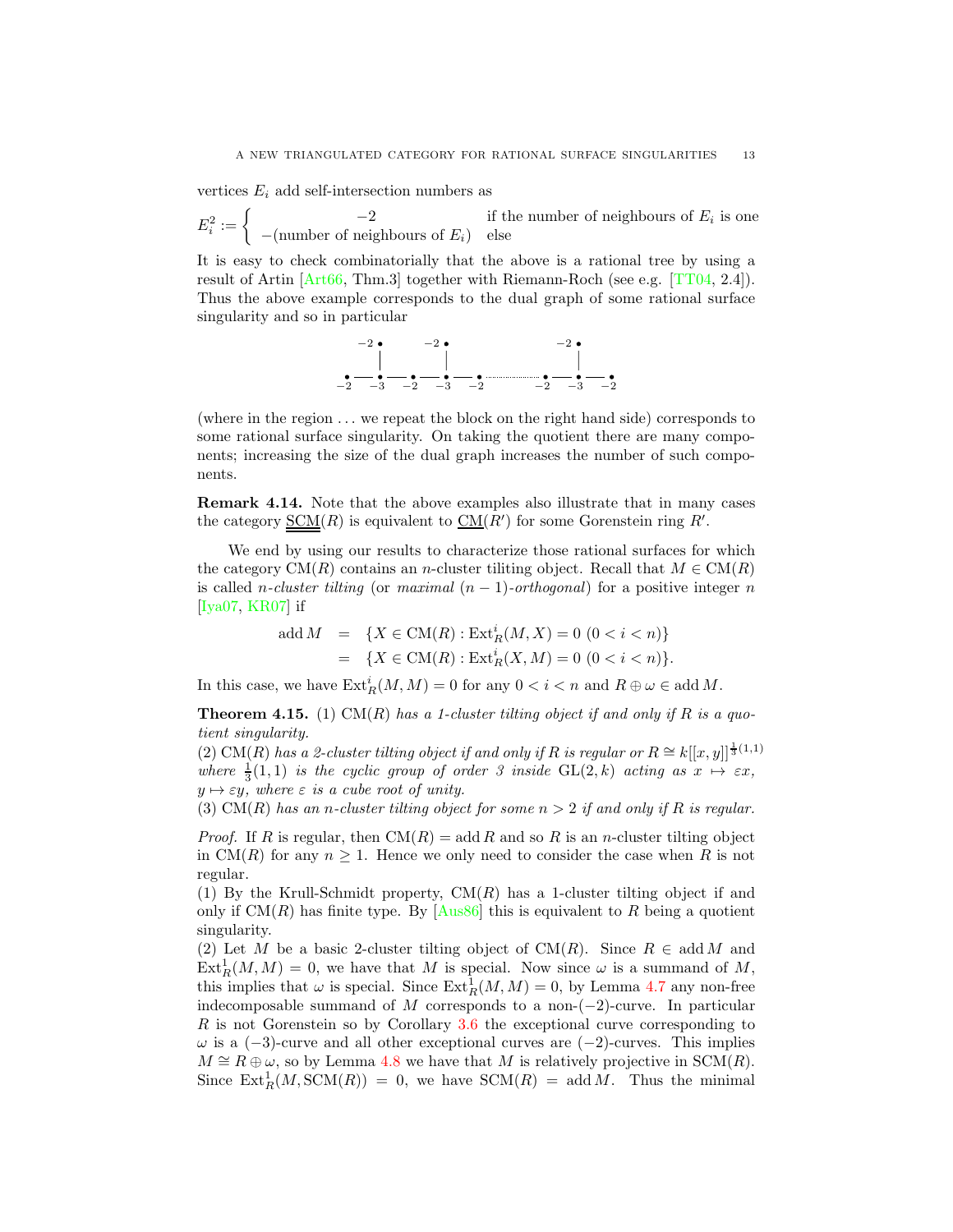vertices $E_i$ add self-intersection numbers as

$$E_i^2 := \begin{cases} -2 & \text{if the number of neighbours of } E_i \text{ is one} \\ -(\text{number of neighbours of } E_i) & \text{else} \end{cases}$$

It is easy to check combinatorially that the above is a rational tree by using a result of Artin [Art66, Thm.3] together with Riemann-Roch (see e.g. [TT04, 2.4]). Thus the above example corresponds to the dual graph of some rational surface singularity and so in particular

$$\begin{array}{ccccccccccccc} & & -2 & & & & -2 & & & & -2 & & \\ & & | & & & & | & & & & | & & \\ -2 & — & -3 & — & -2 & — & -3 & — & -2 & \cdots & -2 & — -3 — & -2 \end{array}$$

(where in the region ... we repeat the block on the right hand side) corresponds to some rational surface singularity. On taking the quotient there are many components; increasing the size of the dual graph increases the number of such components.

**Remark 4.14.** Note that the above examples also illustrate that in many cases the category $\underline{\underline{\underline{\mathrm{SCM}}}}(R)$ is equivalent to $\underline{\mathrm{CM}}(R')$ for some Gorenstein ring $R'$.

We end by using our results to characterize those rational surfaces for which the category $\mathrm{CM}(R)$ contains an $n$-cluster tiliting object. Recall that $M \in \mathrm{CM}(R)$ is called *n-cluster tilting* (or *maximal* $(n-1)$*-orthogonal*) for a positive integer $n$ [Iya07, KR07] if

$$\begin{aligned} \operatorname{add} M &= \{X \in \mathrm{CM}(R) : \mathrm{Ext}^i_R(M,X) = 0 \ (0 < i < n)\} \\ &= \{X \in \mathrm{CM}(R) : \mathrm{Ext}^i_R(X,M) = 0 \ (0 < i < n)\}. \end{aligned}$$

In this case, we have $\mathrm{Ext}^i_R(M,M) = 0$ for any $0 < i < n$ and $R \oplus \omega \in \operatorname{add} M$.

**Theorem 4.15.** (1) $\mathrm{CM}(R)$ *has a 1-cluster tilting object if and only if $R$ is a quotient singularity.*
(2) $\mathrm{CM}(R)$ *has a 2-cluster tilting object if and only if $R$ is regular or $R \cong k[[x,y]]^{\frac{1}{3}(1,1)}$ where $\frac{1}{3}(1,1)$ is the cyclic group of order 3 inside $\mathrm{GL}(2,k)$ acting as $x \mapsto \varepsilon x$, $y \mapsto \varepsilon y$, where $\varepsilon$ is a cube root of unity.*
(3) $\mathrm{CM}(R)$ *has an $n$-cluster tilting object for some $n > 2$ if and only if $R$ is regular.*

*Proof.* If $R$ is regular, then $\mathrm{CM}(R) = \operatorname{add} R$ and so $R$ is an $n$-cluster tilting object in $\mathrm{CM}(R)$ for any $n \geq 1$. Hence we only need to consider the case when $R$ is not regular.
(1) By the Krull-Schmidt property, $\mathrm{CM}(R)$ has a 1-cluster tilting object if and only if $\mathrm{CM}(R)$ has finite type. By [Aus86] this is equivalent to $R$ being a quotient singularity.
(2) Let $M$ be a basic 2-cluster tilting object of $\mathrm{CM}(R)$. Since $R \in \operatorname{add} M$ and $\mathrm{Ext}^1_R(M,M) = 0$, we have that $M$ is special. Now since $\omega$ is a summand of $M$, this implies that $\omega$ is special. Since $\mathrm{Ext}^1_R(M,M) = 0$, by Lemma 4.7 any non-free indecomposable summand of $M$ corresponds to a non-$(-2)$-curve. In particular $R$ is not Gorenstein so by Corollary 3.6 the exceptional curve corresponding to $\omega$ is a $(-3)$-curve and all other exceptional curves are $(-2)$-curves. This implies $M \cong R \oplus \omega$, so by Lemma 4.8 we have that $M$ is relatively projective in $\mathrm{SCM}(R)$. Since $\mathrm{Ext}^1_R(M, \mathrm{SCM}(R)) = 0$, we have $\mathrm{SCM}(R) = \operatorname{add} M$. Thus the minimal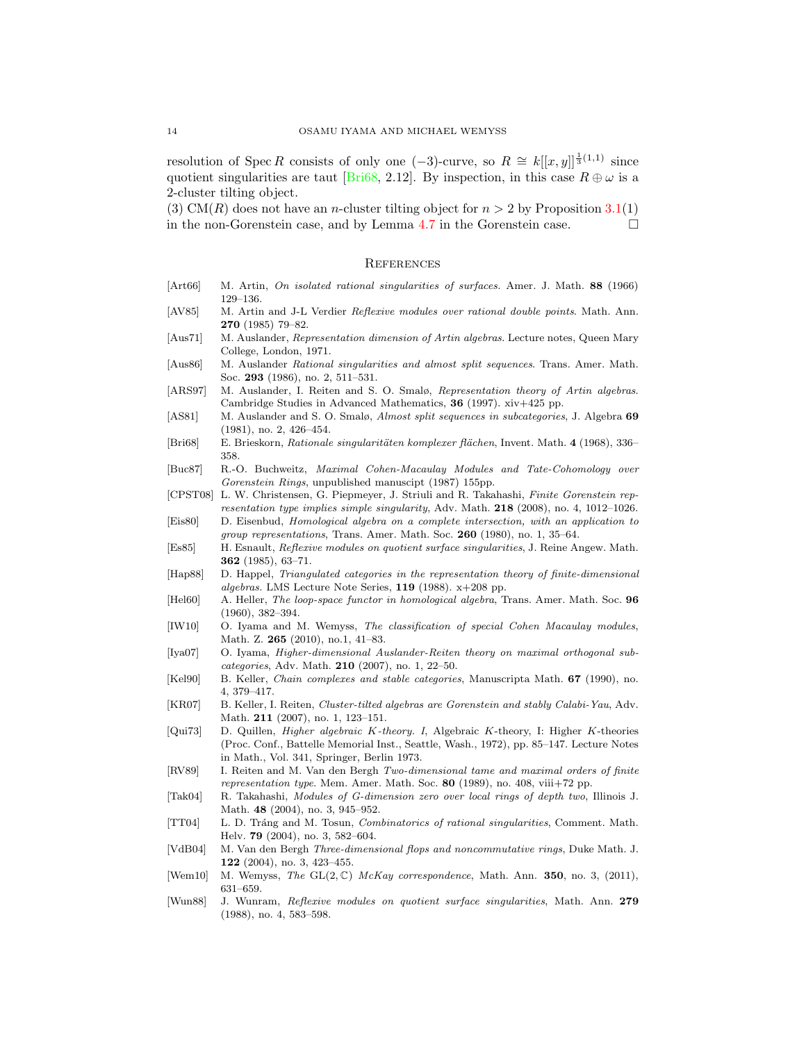resolution of $\operatorname{Spec} R$ consists of only one $(-3)$-curve, so $R \cong k[[x,y]]^{\frac{1}{3}(1,1)}$ since quotient singularities are taut [Bri68, 2.12]. By inspection, in this case $R \oplus \omega$ is a 2-cluster tilting object.

(3) $\mathrm{CM}(R)$ does not have an $n$-cluster tilting object for $n > 2$ by Proposition 3.1(1) in the non-Gorenstein case, and by Lemma 4.7 in the Gorenstein case. $\square$

## References

- [Art66] M. Artin, *On isolated rational singularities of surfaces.* Amer. J. Math. **88** (1966) 129–136.
- [AV85] M. Artin and J-L Verdier *Reflexive modules over rational double points*. Math. Ann. **270** (1985) 79–82.
- [Aus71] M. Auslander, *Representation dimension of Artin algebras*. Lecture notes, Queen Mary College, London, 1971.
- [Aus86] M. Auslander *Rational singularities and almost split sequences*. Trans. Amer. Math. Soc. **293** (1986), no. 2, 511–531.
- [ARS97] M. Auslander, I. Reiten and S. O. Smalø, *Representation theory of Artin algebras.* Cambridge Studies in Advanced Mathematics, **36** (1997). xiv+425 pp.
- [AS81] M. Auslander and S. O. Smalø, *Almost split sequences in subcategories*, J. Algebra **69** (1981), no. 2, 426–454.
- [Bri68] E. Brieskorn, *Rationale singularitäten komplexer flächen*, Invent. Math. **4** (1968), 336–358.
- [Buc87] R.-O. Buchweitz, *Maximal Cohen-Macaulay Modules and Tate-Cohomology over Gorenstein Rings*, unpublished manuscipt (1987) 155pp.
- [CPST08] L. W. Christensen, G. Piepmeyer, J. Striuli and R. Takahashi, *Finite Gorenstein representation type implies simple singularity*, Adv. Math. **218** (2008), no. 4, 1012–1026.
- [Eis80] D. Eisenbud, *Homological algebra on a complete intersection, with an application to group representations*, Trans. Amer. Math. Soc. **260** (1980), no. 1, 35–64.
- [Es85] H. Esnault, *Reflexive modules on quotient surface singularities*, J. Reine Angew. Math. **362** (1985), 63–71.
- [Hap88] D. Happel, *Triangulated categories in the representation theory of finite-dimensional algebras.* LMS Lecture Note Series, **119** (1988). x+208 pp.
- [Hel60] A. Heller, *The loop-space functor in homological algebra*, Trans. Amer. Math. Soc. **96** (1960), 382–394.
- [IW10] O. Iyama and M. Wemyss, *The classification of special Cohen Macaulay modules*, Math. Z. **265** (2010), no.1, 41–83.
- [Iya07] O. Iyama, *Higher-dimensional Auslander-Reiten theory on maximal orthogonal subcategories*, Adv. Math. **210** (2007), no. 1, 22–50.
- [Kel90] B. Keller, *Chain complexes and stable categories*, Manuscripta Math. **67** (1990), no. 4, 379–417.
- [KR07] B. Keller, I. Reiten, *Cluster-tilted algebras are Gorenstein and stably Calabi-Yau*, Adv. Math. **211** (2007), no. 1, 123–151.
- [Qui73] D. Quillen, *Higher algebraic K-theory. I*, Algebraic $K$-theory, I: Higher $K$-theories (Proc. Conf., Battelle Memorial Inst., Seattle, Wash., 1972), pp. 85–147. Lecture Notes in Math., Vol. 341, Springer, Berlin 1973.
- [RV89] I. Reiten and M. Van den Bergh *Two-dimensional tame and maximal orders of finite representation type*. Mem. Amer. Math. Soc. **80** (1989), no. 408, viii+72 pp.
- [Tak04] R. Takahashi, *Modules of G-dimension zero over local rings of depth two*, Illinois J. Math. **48** (2004), no. 3, 945–952.
- [TT04] L. D. Tráng and M. Tosun, *Combinatorics of rational singularities*, Comment. Math. Helv. **79** (2004), no. 3, 582–604.
- [VdB04] M. Van den Bergh *Three-dimensional flops and noncommutative rings*, Duke Math. J. **122** (2004), no. 3, 423–455.
- [Wem10] M. Wemyss, *The* $\mathrm{GL}(2,\mathbb{C})$ *McKay correspondence*, Math. Ann. **350**, no. 3, (2011), 631–659.
- [Wun88] J. Wunram, *Reflexive modules on quotient surface singularities*, Math. Ann. **279** (1988), no. 4, 583–598.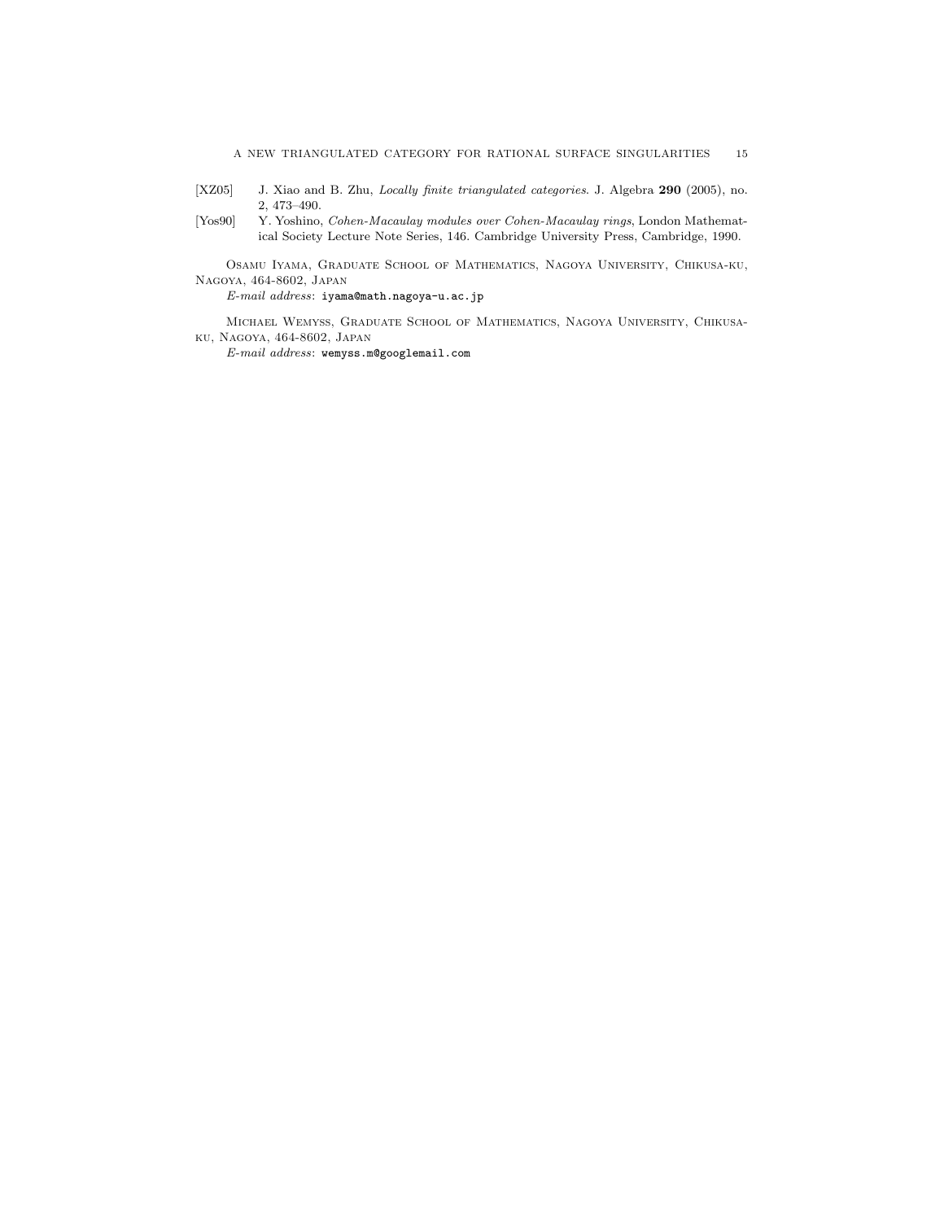[XZ05] J. Xiao and B. Zhu, *Locally finite triangulated categories*. J. Algebra **290** (2005), no. 2, 473–490.

[Yos90] Y. Yoshino, *Cohen-Macaulay modules over Cohen-Macaulay rings*, London Mathematical Society Lecture Note Series, 146. Cambridge University Press, Cambridge, 1990.

Osamu Iyama, Graduate School of Mathematics, Nagoya University, Chikusa-ku, Nagoya, 464-8602, Japan

*E-mail address*: `iyama@math.nagoya-u.ac.jp`

Michael Wemyss, Graduate School of Mathematics, Nagoya University, Chikusa-ku, Nagoya, 464-8602, Japan

*E-mail address*: `wemyss.m@googlemail.com`